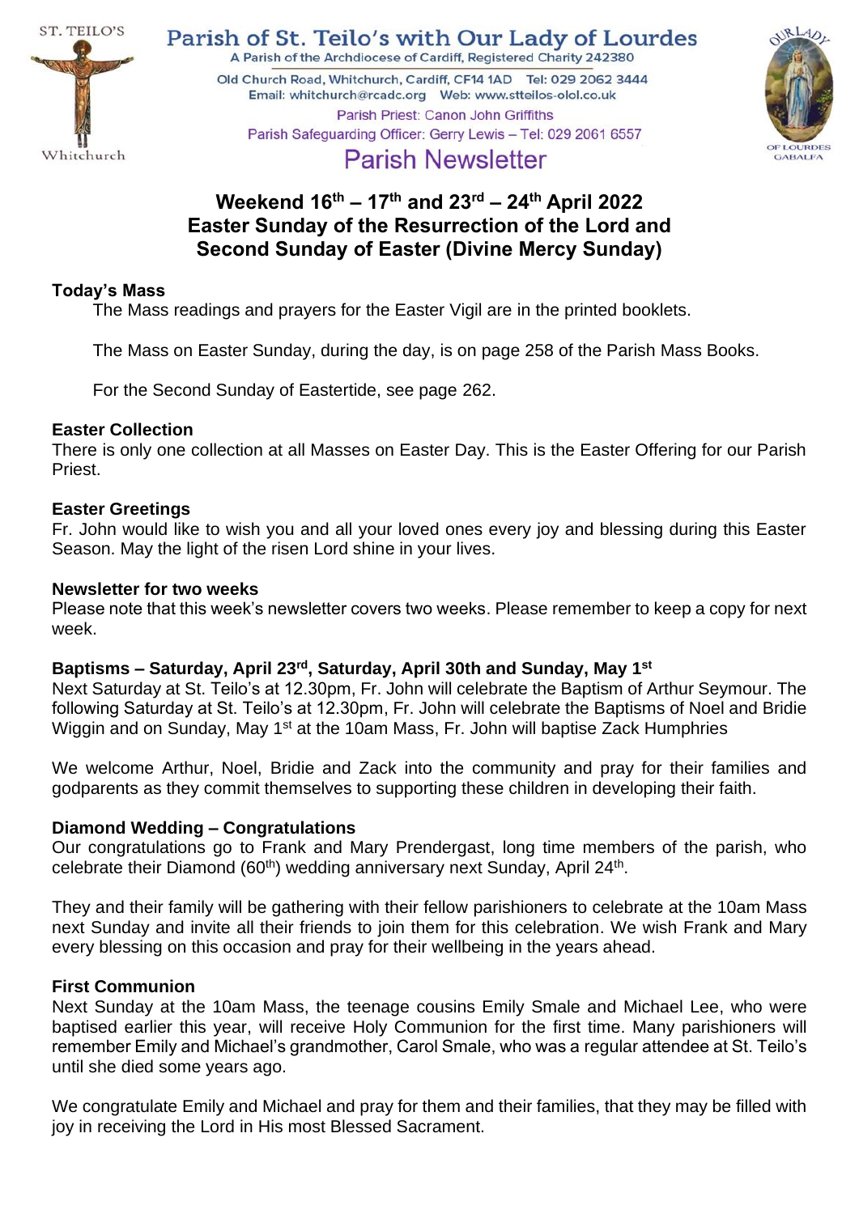ST. TEILO'S
Whitchurch

# Parish of St. Teilo's with Our Lady of Lourdes

A Parish of the Archdiocese of Cardiff, Registered Charity 242380

Old Church Road, Whitchurch, Cardiff, CF14 1AD Tel: 029 2062 3444
Email: whitchurch@rcadc.org Web: www.stteilos-olol.co.uk

Parish Priest: Canon John Griffiths

Parish Safeguarding Officer: Gerry Lewis – Tel: 029 2061 6557

OUR LADY OF LOURDES GABALFA

## Parish Newsletter

## Weekend 16th – 17th and 23rd – 24th April 2022
## Easter Sunday of the Resurrection of the Lord and Second Sunday of Easter (Divine Mercy Sunday)

### Today's Mass

The Mass readings and prayers for the Easter Vigil are in the printed booklets.

The Mass on Easter Sunday, during the day, is on page 258 of the Parish Mass Books.

For the Second Sunday of Eastertide, see page 262.

### Easter Collection

There is only one collection at all Masses on Easter Day. This is the Easter Offering for our Parish Priest.

### Easter Greetings

Fr. John would like to wish you and all your loved ones every joy and blessing during this Easter Season. May the light of the risen Lord shine in your lives.

### Newsletter for two weeks

Please note that this week's newsletter covers two weeks. Please remember to keep a copy for next week.

### Baptisms – Saturday, April 23rd, Saturday, April 30th and Sunday, May 1st

Next Saturday at St. Teilo's at 12.30pm, Fr. John will celebrate the Baptism of Arthur Seymour. The following Saturday at St. Teilo's at 12.30pm, Fr. John will celebrate the Baptisms of Noel and Bridie Wiggin and on Sunday, May 1st at the 10am Mass, Fr. John will baptise Zack Humphries

We welcome Arthur, Noel, Bridie and Zack into the community and pray for their families and godparents as they commit themselves to supporting these children in developing their faith.

### Diamond Wedding – Congratulations

Our congratulations go to Frank and Mary Prendergast, long time members of the parish, who celebrate their Diamond (60th) wedding anniversary next Sunday, April 24th.

They and their family will be gathering with their fellow parishioners to celebrate at the 10am Mass next Sunday and invite all their friends to join them for this celebration. We wish Frank and Mary every blessing on this occasion and pray for their wellbeing in the years ahead.

### First Communion

Next Sunday at the 10am Mass, the teenage cousins Emily Smale and Michael Lee, who were baptised earlier this year, will receive Holy Communion for the first time. Many parishioners will remember Emily and Michael's grandmother, Carol Smale, who was a regular attendee at St. Teilo's until she died some years ago.

We congratulate Emily and Michael and pray for them and their families, that they may be filled with joy in receiving the Lord in His most Blessed Sacrament.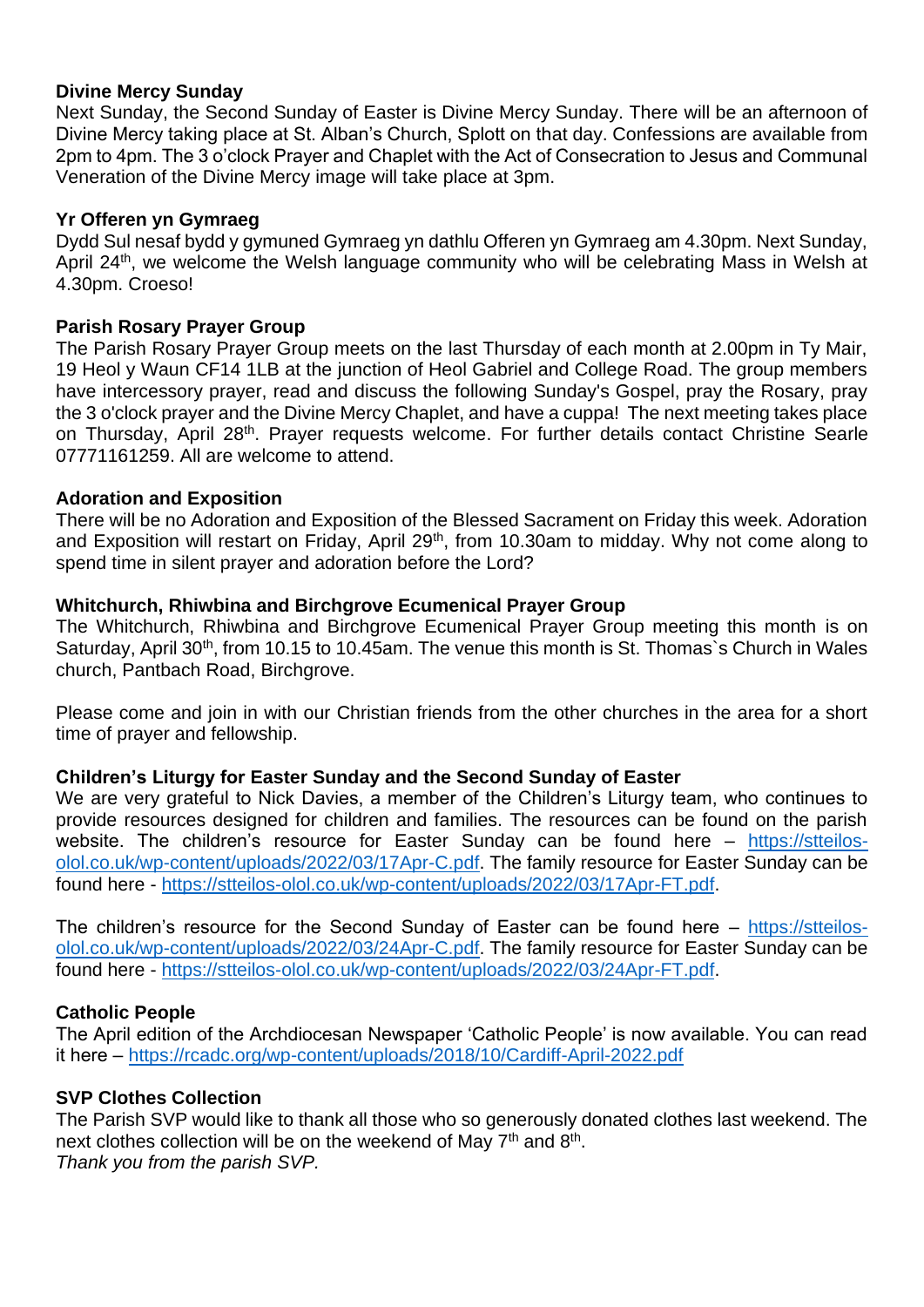**Divine Mercy Sunday**

Next Sunday, the Second Sunday of Easter is Divine Mercy Sunday. There will be an afternoon of Divine Mercy taking place at St. Alban's Church, Splott on that day. Confessions are available from 2pm to 4pm. The 3 o'clock Prayer and Chaplet with the Act of Consecration to Jesus and Communal Veneration of the Divine Mercy image will take place at 3pm.

**Yr Offeren yn Gymraeg**

Dydd Sul nesaf bydd y gymuned Gymraeg yn dathlu Offeren yn Gymraeg am 4.30pm. Next Sunday, April 24th, we welcome the Welsh language community who will be celebrating Mass in Welsh at 4.30pm. Croeso!

**Parish Rosary Prayer Group**

The Parish Rosary Prayer Group meets on the last Thursday of each month at 2.00pm in Ty Mair, 19 Heol y Waun CF14 1LB at the junction of Heol Gabriel and College Road. The group members have intercessory prayer, read and discuss the following Sunday's Gospel, pray the Rosary, pray the 3 o'clock prayer and the Divine Mercy Chaplet, and have a cuppa! The next meeting takes place on Thursday, April 28th. Prayer requests welcome. For further details contact Christine Searle 07771161259. All are welcome to attend.

**Adoration and Exposition**

There will be no Adoration and Exposition of the Blessed Sacrament on Friday this week. Adoration and Exposition will restart on Friday, April 29th, from 10.30am to midday. Why not come along to spend time in silent prayer and adoration before the Lord?

**Whitchurch, Rhiwbina and Birchgrove Ecumenical Prayer Group**

The Whitchurch, Rhiwbina and Birchgrove Ecumenical Prayer Group meeting this month is on Saturday, April 30th, from 10.15 to 10.45am. The venue this month is St. Thomas`s Church in Wales church, Pantbach Road, Birchgrove.

Please come and join in with our Christian friends from the other churches in the area for a short time of prayer and fellowship.

**Children's Liturgy for Easter Sunday and the Second Sunday of Easter**

We are very grateful to Nick Davies, a member of the Children's Liturgy team, who continues to provide resources designed for children and families. The resources can be found on the parish website. The children's resource for Easter Sunday can be found here – https://stteilos-olol.co.uk/wp-content/uploads/2022/03/17Apr-C.pdf. The family resource for Easter Sunday can be found here - https://stteilos-olol.co.uk/wp-content/uploads/2022/03/17Apr-FT.pdf.

The children's resource for the Second Sunday of Easter can be found here – https://stteilos-olol.co.uk/wp-content/uploads/2022/03/24Apr-C.pdf. The family resource for Easter Sunday can be found here - https://stteilos-olol.co.uk/wp-content/uploads/2022/03/24Apr-FT.pdf.

**Catholic People**

The April edition of the Archdiocesan Newspaper 'Catholic People' is now available. You can read it here – https://rcadc.org/wp-content/uploads/2018/10/Cardiff-April-2022.pdf

**SVP Clothes Collection**

The Parish SVP would like to thank all those who so generously donated clothes last weekend. The next clothes collection will be on the weekend of May 7th and 8th.

*Thank you from the parish SVP.*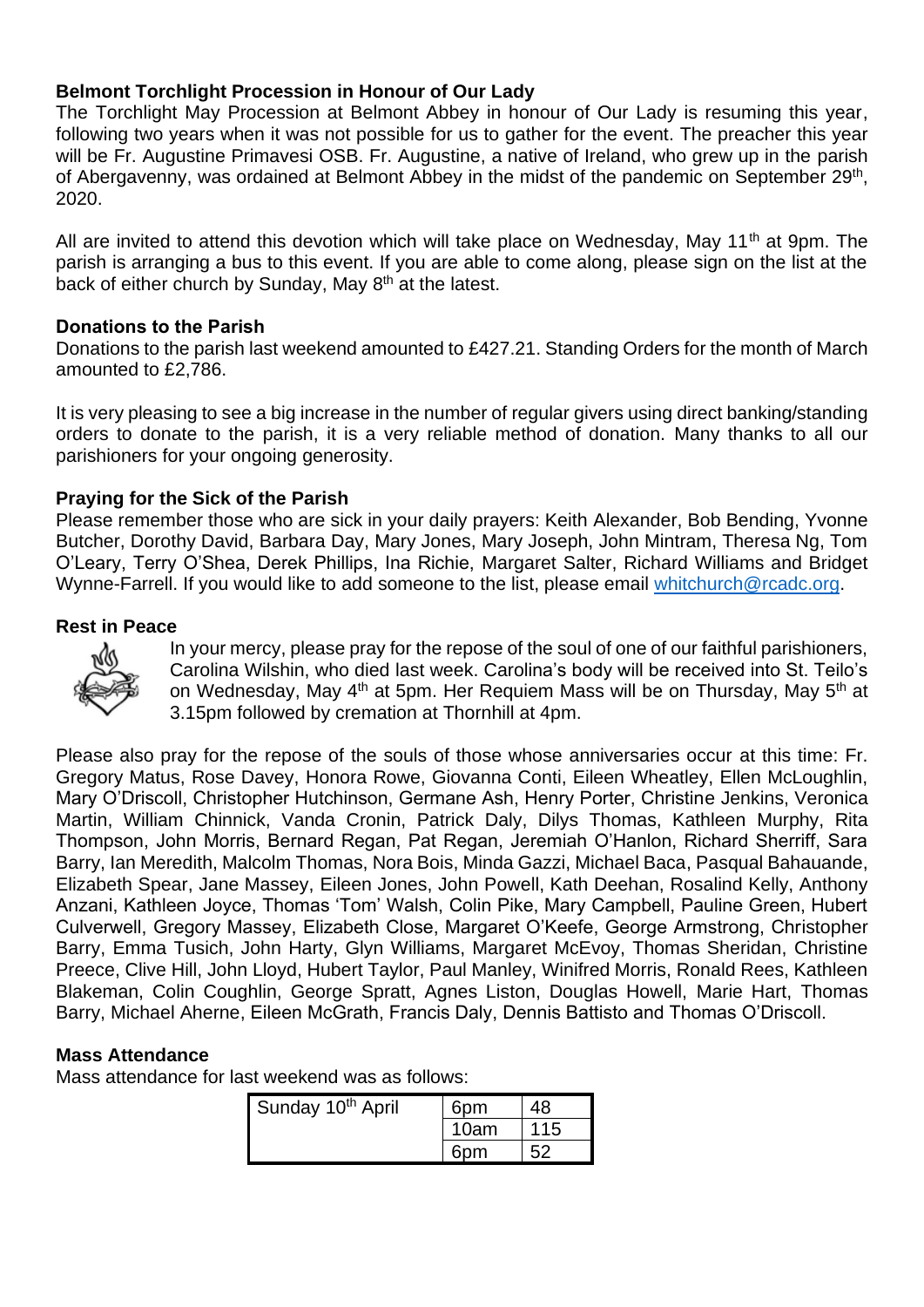### Belmont Torchlight Procession in Honour of Our Lady

The Torchlight May Procession at Belmont Abbey in honour of Our Lady is resuming this year, following two years when it was not possible for us to gather for the event. The preacher this year will be Fr. Augustine Primavesi OSB. Fr. Augustine, a native of Ireland, who grew up in the parish of Abergavenny, was ordained at Belmont Abbey in the midst of the pandemic on September 29th, 2020.

All are invited to attend this devotion which will take place on Wednesday, May 11th at 9pm. The parish is arranging a bus to this event. If you are able to come along, please sign on the list at the back of either church by Sunday, May 8th at the latest.

### Donations to the Parish

Donations to the parish last weekend amounted to £427.21. Standing Orders for the month of March amounted to £2,786.

It is very pleasing to see a big increase in the number of regular givers using direct banking/standing orders to donate to the parish, it is a very reliable method of donation. Many thanks to all our parishioners for your ongoing generosity.

### Praying for the Sick of the Parish

Please remember those who are sick in your daily prayers: Keith Alexander, Bob Bending, Yvonne Butcher, Dorothy David, Barbara Day, Mary Jones, Mary Joseph, John Mintram, Theresa Ng, Tom O'Leary, Terry O'Shea, Derek Phillips, Ina Richie, Margaret Salter, Richard Williams and Bridget Wynne-Farrell. If you would like to add someone to the list, please email whitchurch@rcadc.org.

### Rest in Peace

In your mercy, please pray for the repose of the soul of one of our faithful parishioners, Carolina Wilshin, who died last week. Carolina's body will be received into St. Teilo's on Wednesday, May 4th at 5pm. Her Requiem Mass will be on Thursday, May 5th at 3.15pm followed by cremation at Thornhill at 4pm.

Please also pray for the repose of the souls of those whose anniversaries occur at this time: Fr. Gregory Matus, Rose Davey, Honora Rowe, Giovanna Conti, Eileen Wheatley, Ellen McLoughlin, Mary O'Driscoll, Christopher Hutchinson, Germane Ash, Henry Porter, Christine Jenkins, Veronica Martin, William Chinnick, Vanda Cronin, Patrick Daly, Dilys Thomas, Kathleen Murphy, Rita Thompson, John Morris, Bernard Regan, Pat Regan, Jeremiah O'Hanlon, Richard Sherriff, Sara Barry, Ian Meredith, Malcolm Thomas, Nora Bois, Minda Gazzi, Michael Baca, Pasqual Bahauande, Elizabeth Spear, Jane Massey, Eileen Jones, John Powell, Kath Deehan, Rosalind Kelly, Anthony Anzani, Kathleen Joyce, Thomas 'Tom' Walsh, Colin Pike, Mary Campbell, Pauline Green, Hubert Culverwell, Gregory Massey, Elizabeth Close, Margaret O'Keefe, George Armstrong, Christopher Barry, Emma Tusich, John Harty, Glyn Williams, Margaret McEvoy, Thomas Sheridan, Christine Preece, Clive Hill, John Lloyd, Hubert Taylor, Paul Manley, Winifred Morris, Ronald Rees, Kathleen Blakeman, Colin Coughlin, George Spratt, Agnes Liston, Douglas Howell, Marie Hart, Thomas Barry, Michael Aherne, Eileen McGrath, Francis Daly, Dennis Battisto and Thomas O'Driscoll.

### Mass Attendance

Mass attendance for last weekend was as follows:

| | | |
|---|---|---|
| Sunday 10th April | 6pm | 48 |
| | 10am | 115 |
| | 6pm | 52 |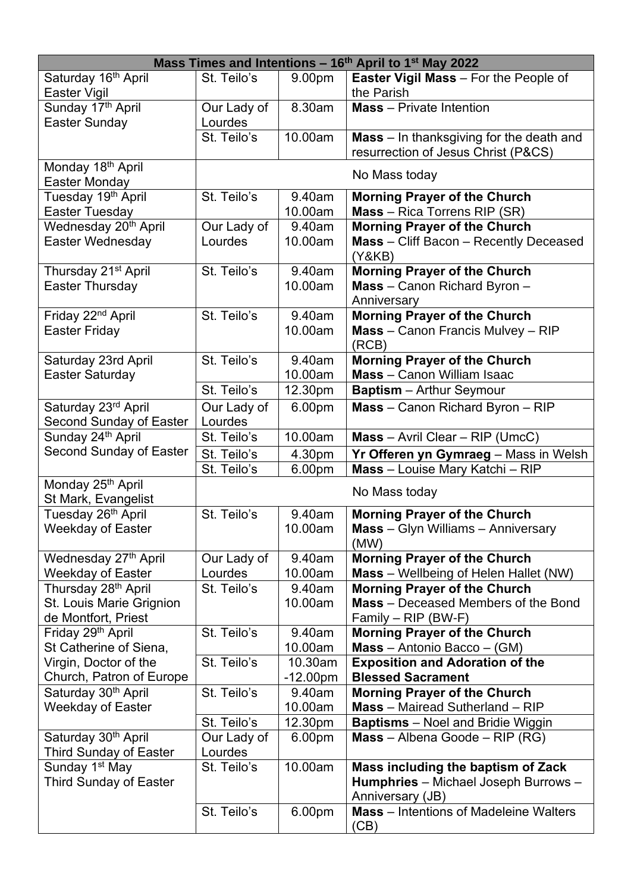| Mass Times and Intentions – 16th April to 1st May 2022 | | | |
|---|---|---|---|
| Saturday 16th April<br>Easter Vigil | St. Teilo's | 9.00pm | **Easter Vigil Mass** – For the People of the Parish |
| Sunday 17th April<br>Easter Sunday | Our Lady of Lourdes | 8.30am | **Mass** – Private Intention |
| | St. Teilo's | 10.00am | **Mass** – In thanksgiving for the death and resurrection of Jesus Christ (P&CS) |
| Monday 18th April<br>Easter Monday | No Mass today | | |
| Tuesday 19th April<br>Easter Tuesday | St. Teilo's | 9.40am<br>10.00am | **Morning Prayer of the Church**<br>**Mass** – Rica Torrens RIP (SR) |
| Wednesday 20th April<br>Easter Wednesday | Our Lady of Lourdes | 9.40am<br>10.00am | **Morning Prayer of the Church**<br>**Mass** – Cliff Bacon – Recently Deceased (Y&KB) |
| Thursday 21st April<br>Easter Thursday | St. Teilo's | 9.40am<br>10.00am | **Morning Prayer of the Church**<br>**Mass** – Canon Richard Byron – Anniversary |
| Friday 22nd April<br>Easter Friday | St. Teilo's | 9.40am<br>10.00am | **Morning Prayer of the Church**<br>**Mass** – Canon Francis Mulvey – RIP (RCB) |
| Saturday 23rd April<br>Easter Saturday | St. Teilo's | 9.40am<br>10.00am | **Morning Prayer of the Church**<br>**Mass** – Canon William Isaac |
| | St. Teilo's | 12.30pm | **Baptism** – Arthur Seymour |
| Saturday 23rd April<br>Second Sunday of Easter | Our Lady of Lourdes | 6.00pm | **Mass** – Canon Richard Byron – RIP |
| Sunday 24th April<br>Second Sunday of Easter | St. Teilo's | 10.00am | **Mass** – Avril Clear – RIP (UmcC) |
| | St. Teilo's | 4.30pm | **Yr Offeren yn Gymraeg** – Mass in Welsh |
| | St. Teilo's | 6.00pm | **Mass** – Louise Mary Katchi – RIP |
| Monday 25th April<br>St Mark, Evangelist | No Mass today | | |
| Tuesday 26th April<br>Weekday of Easter | St. Teilo's | 9.40am<br>10.00am | **Morning Prayer of the Church**<br>**Mass** – Glyn Williams – Anniversary (MW) |
| Wednesday 27th April<br>Weekday of Easter | Our Lady of Lourdes | 9.40am<br>10.00am | **Morning Prayer of the Church**<br>**Mass** – Wellbeing of Helen Hallet (NW) |
| Thursday 28th April<br>St. Louis Marie Grignion de Montfort, Priest | St. Teilo's | 9.40am<br>10.00am | **Morning Prayer of the Church**<br>**Mass** – Deceased Members of the Bond Family – RIP (BW-F) |
| Friday 29th April<br>St Catherine of Siena, Virgin, Doctor of the Church, Patron of Europe | St. Teilo's | 9.40am<br>10.00am | **Morning Prayer of the Church**<br>**Mass** – Antonio Bacco – (GM) |
| | St. Teilo's | 10.30am -12.00pm | **Exposition and Adoration of the Blessed Sacrament** |
| Saturday 30th April<br>Weekday of Easter | St. Teilo's | 9.40am<br>10.00am | **Morning Prayer of the Church**<br>**Mass** – Mairead Sutherland – RIP |
| | St. Teilo's | 12.30pm | **Baptisms** – Noel and Bridie Wiggin |
| Saturday 30th April<br>Third Sunday of Easter | Our Lady of Lourdes | 6.00pm | **Mass** – Albena Goode – RIP (RG) |
| Sunday 1st May<br>Third Sunday of Easter | St. Teilo's | 10.00am | **Mass including the baptism of Zack Humphries** – Michael Joseph Burrows – Anniversary (JB) |
| | St. Teilo's | 6.00pm | **Mass** – Intentions of Madeleine Walters (CB) |